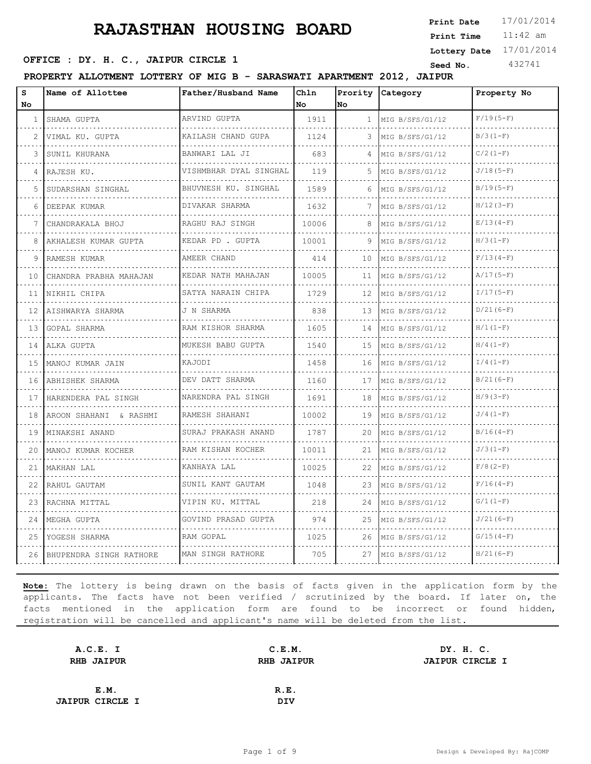# RAJASTHAN HOUSING BOARD

**Print Date** 17/01/2014
**Print Time** 11:42 am
**Lottery Date** 17/01/2014
**Seed No.** 432741

**OFFICE : DY. H. C., JAIPUR CIRCLE 1**

**PROPERTY ALLOTMENT LOTTERY OF MIG B - SARASWATI APARTMENT 2012, JAIPUR**

| S No | Name of Allottee | Father/Husband Name | Chln No | Prority No | Category | Property No |
|---|---|---|---|---|---|---|
| 1 | SHAMA GUPTA | ARVIND GUPTA | 1911 | 1 | MIG B/SFS/G1/12 | F/19(5-F) |
| 2 | VIMAL KU. GUPTA | KAILASH CHAND GUPA | 1124 | 3 | MIG B/SFS/G1/12 | B/3(1-F) |
| 3 | SUNIL KHURANA | BANWARI LAL JI | 683 | 4 | MIG B/SFS/G1/12 | C/2(1-F) |
| 4 | RAJESH KU. | VISHMBHAR DYAL SINGHAL | 119 | 5 | MIG B/SFS/G1/12 | J/18(5-F) |
| 5 | SUDARSHAN SINGHAL | BHUVNESH KU. SINGHAL | 1589 | 6 | MIG B/SFS/G1/12 | B/19(5-F) |
| 6 | DEEPAK KUMAR | DIVAKAR SHARMA | 1632 | 7 | MIG B/SFS/G1/12 | H/12(3-F) |
| 7 | CHANDRAKALA BHOJ | RAGHU RAJ SINGH | 10006 | 8 | MIG B/SFS/G1/12 | E/13(4-F) |
| 8 | AKHALESH KUMAR GUPTA | KEDAR PD . GUPTA | 10001 | 9 | MIG B/SFS/G1/12 | H/3(1-F) |
| 9 | RAMESH KUMAR | AMEER CHAND | 414 | 10 | MIG B/SFS/G1/12 | F/13(4-F) |
| 10 | CHANDRA PRABHA MAHAJAN | KEDAR NATH MAHAJAN | 10005 | 11 | MIG B/SFS/G1/12 | A/17(5-F) |
| 11 | NIKHIL CHIPA | SATYA NARAIN CHIPA | 1729 | 12 | MIG B/SFS/G1/12 | I/17(5-F) |
| 12 | AISHWARYA SHARMA | J N SHARMA | 838 | 13 | MIG B/SFS/G1/12 | D/21(6-F) |
| 13 | GOPAL SHARMA | RAM KISHOR SHARMA | 1605 | 14 | MIG B/SFS/G1/12 | H/1(1-F) |
| 14 | ALKA GUPTA | MUKESH BABU GUPTA | 1540 | 15 | MIG B/SFS/G1/12 | H/4(1-F) |
| 15 | MANOJ KUMAR JAIN | KAJODI | 1458 | 16 | MIG B/SFS/G1/12 | I/4(1-F) |
| 16 | ABHISHEK SHARMA | DEV DATT SHARMA | 1160 | 17 | MIG B/SFS/G1/12 | B/21(6-F) |
| 17 | HARENDERA PAL SINGH | NARENDRA PAL SINGH | 1691 | 18 | MIG B/SFS/G1/12 | H/9(3-F) |
| 18 | AROON SHAHANI & RASHMI | RAMESH SHAHANI | 10002 | 19 | MIG B/SFS/G1/12 | J/4(1-F) |
| 19 | MINAKSHI ANAND | SURAJ PRAKASH ANAND | 1787 | 20 | MIG B/SFS/G1/12 | B/16(4-F) |
| 20 | MANOJ KUMAR KOCHER | RAM KISHAN KOCHER | 10011 | 21 | MIG B/SFS/G1/12 | J/3(1-F) |
| 21 | MAKHAN LAL | KANHAYA LAL | 10025 | 22 | MIG B/SFS/G1/12 | F/8(2-F) |
| 22 | RAHUL GAUTAM | SUNIL KANT GAUTAM | 1048 | 23 | MIG B/SFS/G1/12 | F/16(4-F) |
| 23 | RACHNA MITTAL | VIPIN KU. MITTAL | 218 | 24 | MIG B/SFS/G1/12 | G/1(1-F) |
| 24 | MEGHA GUPTA | GOVIND PRASAD GUPTA | 974 | 25 | MIG B/SFS/G1/12 | J/21(6-F) |
| 25 | YOGESH SHARMA | RAM GOPAL | 1025 | 26 | MIG B/SFS/G1/12 | G/15(4-F) |
| 26 | BHUPENDRA SINGH RATHORE | MAN SINGH RATHORE | 705 | 27 | MIG B/SFS/G1/12 | H/21(6-F) |

**Note:** The lottery is being drawn on the basis of facts given in the application form by the applicants. The facts have not been verified / scrutinized by the board. If later on, the facts mentioned in the application form are found to be incorrect or found hidden, registration will be cancelled and applicant's name will be deleted from the list.

**A.C.E. I**
**RHB JAIPUR**

**C.E.M.**
**RHB JAIPUR**

**DY. H. C.**
**JAIPUR CIRCLE I**

**E.M.**
**JAIPUR CIRCLE I**

**R.E.**
**DIV**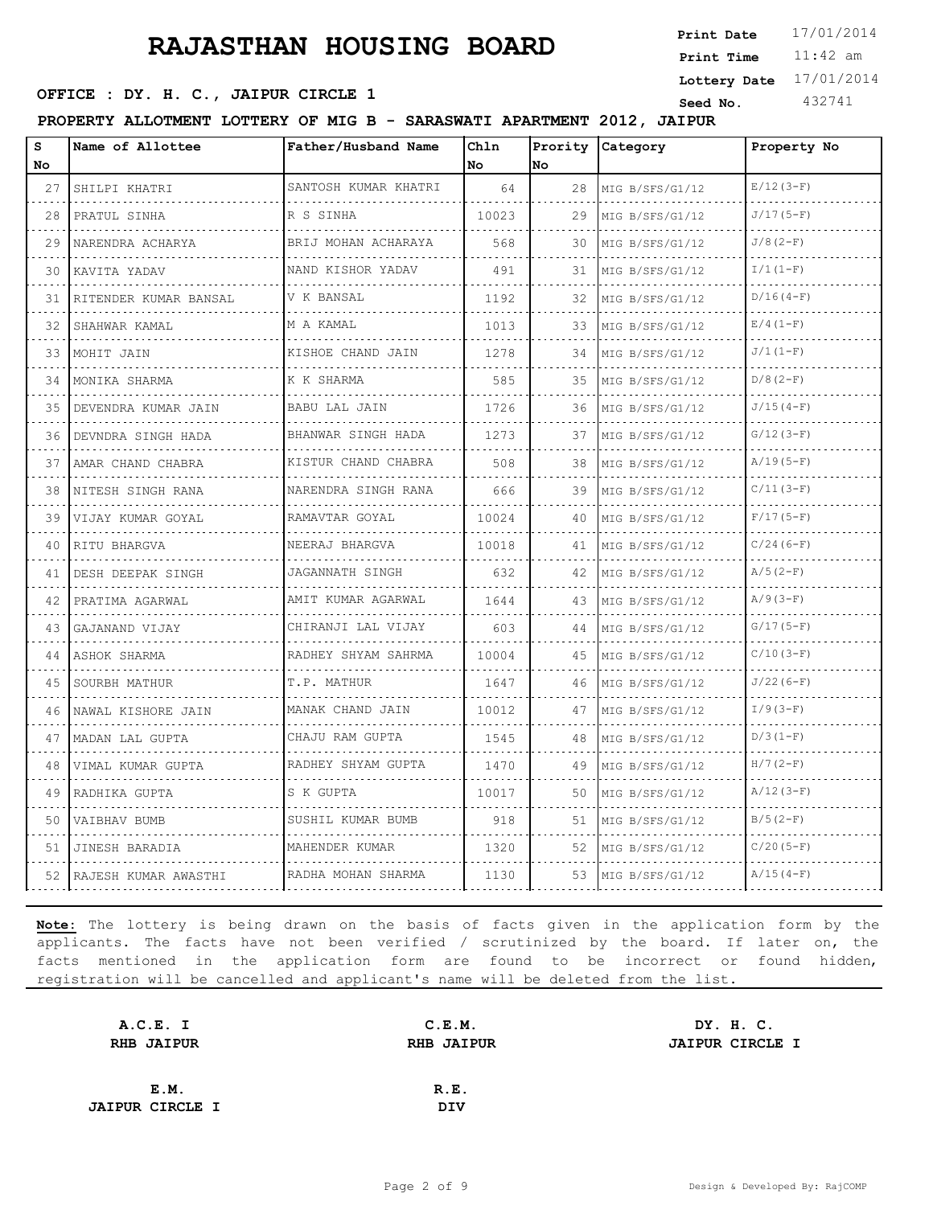# RAJASTHAN HOUSING BOARD

**Print Date** 17/01/2014
**Print Time** 11:42 am
**Lottery Date** 17/01/2014
**Seed No.** 432741

**OFFICE : DY. H. C., JAIPUR CIRCLE 1**

**PROPERTY ALLOTMENT LOTTERY OF MIG B - SARASWATI APARTMENT 2012, JAIPUR**

| S No | Name of Allottee | Father/Husband Name | Chln No | Prority No | Category | Property No |
|---|---|---|---|---|---|---|
| 27 | SHILPI KHATRI | SANTOSH KUMAR KHATRI | 64 | 28 | MIG B/SFS/G1/12 | E/12(3-F) |
| 28 | PRATUL SINHA | R S SINHA | 10023 | 29 | MIG B/SFS/G1/12 | J/17(5-F) |
| 29 | NARENDRA ACHARYA | BRIJ MOHAN ACHARAYA | 568 | 30 | MIG B/SFS/G1/12 | J/8(2-F) |
| 30 | KAVITA YADAV | NAND KISHOR YADAV | 491 | 31 | MIG B/SFS/G1/12 | I/1(1-F) |
| 31 | RITENDER KUMAR BANSAL | V K BANSAL | 1192 | 32 | MIG B/SFS/G1/12 | D/16(4-F) |
| 32 | SHAHWAR KAMAL | M A KAMAL | 1013 | 33 | MIG B/SFS/G1/12 | E/4(1-F) |
| 33 | MOHIT JAIN | KISHOE CHAND JAIN | 1278 | 34 | MIG B/SFS/G1/12 | J/1(1-F) |
| 34 | MONIKA SHARMA | K K SHARMA | 585 | 35 | MIG B/SFS/G1/12 | D/8(2-F) |
| 35 | DEVENDRA KUMAR JAIN | BABU LAL JAIN | 1726 | 36 | MIG B/SFS/G1/12 | J/15(4-F) |
| 36 | DEVNDRA SINGH HADA | BHANWAR SINGH HADA | 1273 | 37 | MIG B/SFS/G1/12 | G/12(3-F) |
| 37 | AMAR CHAND CHABRA | KISTUR CHAND CHABRA | 508 | 38 | MIG B/SFS/G1/12 | A/19(5-F) |
| 38 | NITESH SINGH RANA | NARENDRA SINGH RANA | 666 | 39 | MIG B/SFS/G1/12 | C/11(3-F) |
| 39 | VIJAY KUMAR GOYAL | RAMAVTAR GOYAL | 10024 | 40 | MIG B/SFS/G1/12 | F/17(5-F) |
| 40 | RITU BHARGVA | NEERAJ BHARGVA | 10018 | 41 | MIG B/SFS/G1/12 | C/24(6-F) |
| 41 | DESH DEEPAK SINGH | JAGANNATH SINGH | 632 | 42 | MIG B/SFS/G1/12 | A/5(2-F) |
| 42 | PRATIMA AGARWAL | AMIT KUMAR AGARWAL | 1644 | 43 | MIG B/SFS/G1/12 | A/9(3-F) |
| 43 | GAJANAND VIJAY | CHIRANJI LAL VIJAY | 603 | 44 | MIG B/SFS/G1/12 | G/17(5-F) |
| 44 | ASHOK SHARMA | RADHEY SHYAM SAHRMA | 10004 | 45 | MIG B/SFS/G1/12 | C/10(3-F) |
| 45 | SOURBH MATHUR | T.P. MATHUR | 1647 | 46 | MIG B/SFS/G1/12 | J/22(6-F) |
| 46 | NAWAL KISHORE JAIN | MANAK CHAND JAIN | 10012 | 47 | MIG B/SFS/G1/12 | I/9(3-F) |
| 47 | MADAN LAL GUPTA | CHAJU RAM GUPTA | 1545 | 48 | MIG B/SFS/G1/12 | D/3(1-F) |
| 48 | VIMAL KUMAR GUPTA | RADHEY SHYAM GUPTA | 1470 | 49 | MIG B/SFS/G1/12 | H/7(2-F) |
| 49 | RADHIKA GUPTA | S K GUPTA | 10017 | 50 | MIG B/SFS/G1/12 | A/12(3-F) |
| 50 | VAIBHAV BUMB | SUSHIL KUMAR BUMB | 918 | 51 | MIG B/SFS/G1/12 | B/5(2-F) |
| 51 | JINESH BARADIA | MAHENDER KUMAR | 1320 | 52 | MIG B/SFS/G1/12 | C/20(5-F) |
| 52 | RAJESH KUMAR AWASTHI | RADHA MOHAN SHARMA | 1130 | 53 | MIG B/SFS/G1/12 | A/15(4-F) |

**Note:** The lottery is being drawn on the basis of facts given in the application form by the applicants. The facts have not been verified / scrutinized by the board. If later on, the facts mentioned in the application form are found to be incorrect or found hidden, registration will be cancelled and applicant's name will be deleted from the list.

| A.C.E. I | C.E.M. | DY. H. C. |
|---|---|---|
| RHB JAIPUR | RHB JAIPUR | JAIPUR CIRCLE I |

| E.M. | R.E. |
|---|---|
| JAIPUR CIRCLE I | DIV |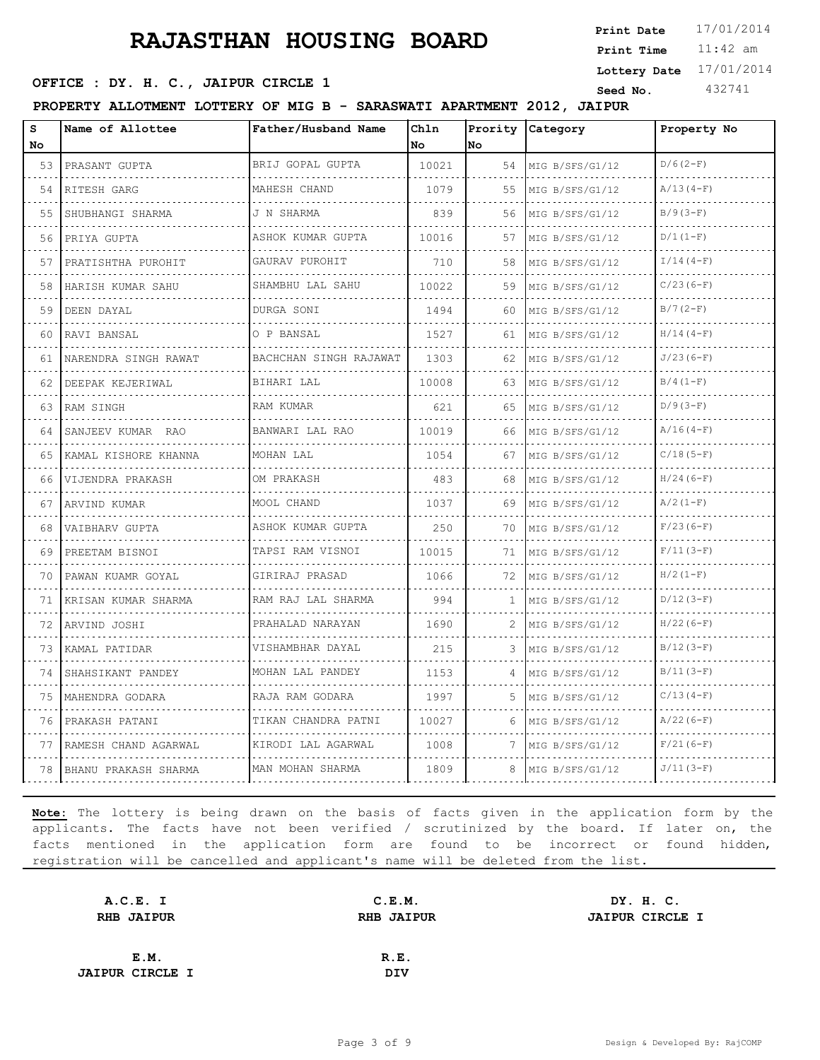# RAJASTHAN HOUSING BOARD

**Print Date** 17/01/2014
**Print Time** 11:42 am
**Lottery Date** 17/01/2014
**Seed No.** 432741

**OFFICE : DY. H. C., JAIPUR CIRCLE 1**

**PROPERTY ALLOTMENT LOTTERY OF MIG B - SARASWATI APARTMENT 2012, JAIPUR**

| S No | Name of Allottee | Father/Husband Name | Chln No | Prority No | Category | Property No |
|---|---|---|---|---|---|---|
| 53 | PRASANT GUPTA | BRIJ GOPAL GUPTA | 10021 | 54 | MIG B/SFS/G1/12 | D/6(2-F) |
| 54 | RITESH GARG | MAHESH CHAND | 1079 | 55 | MIG B/SFS/G1/12 | A/13(4-F) |
| 55 | SHUBHANGI SHARMA | J N SHARMA | 839 | 56 | MIG B/SFS/G1/12 | B/9(3-F) |
| 56 | PRIYA GUPTA | ASHOK KUMAR GUPTA | 10016 | 57 | MIG B/SFS/G1/12 | D/1(1-F) |
| 57 | PRATISHTHA PUROHIT | GAURAV PUROHIT | 710 | 58 | MIG B/SFS/G1/12 | I/14(4-F) |
| 58 | HARISH KUMAR SAHU | SHAMBHU LAL SAHU | 10022 | 59 | MIG B/SFS/G1/12 | C/23(6-F) |
| 59 | DEEN DAYAL | DURGA SONI | 1494 | 60 | MIG B/SFS/G1/12 | B/7(2-F) |
| 60 | RAVI BANSAL | O P BANSAL | 1527 | 61 | MIG B/SFS/G1/12 | H/14(4-F) |
| 61 | NARENDRA SINGH RAWAT | BACHCHAN SINGH RAJAWAT | 1303 | 62 | MIG B/SFS/G1/12 | J/23(6-F) |
| 62 | DEEPAK KEJERIWAL | BIHARI LAL | 10008 | 63 | MIG B/SFS/G1/12 | B/4(1-F) |
| 63 | RAM SINGH | RAM KUMAR | 621 | 65 | MIG B/SFS/G1/12 | D/9(3-F) |
| 64 | SANJEEV KUMAR RAO | BANWARI LAL RAO | 10019 | 66 | MIG B/SFS/G1/12 | A/16(4-F) |
| 65 | KAMAL KISHORE KHANNA | MOHAN LAL | 1054 | 67 | MIG B/SFS/G1/12 | C/18(5-F) |
| 66 | VIJENDRA PRAKASH | OM PRAKASH | 483 | 68 | MIG B/SFS/G1/12 | H/24(6-F) |
| 67 | ARVIND KUMAR | MOOL CHAND | 1037 | 69 | MIG B/SFS/G1/12 | A/2(1-F) |
| 68 | VAIBHARV GUPTA | ASHOK KUMAR GUPTA | 250 | 70 | MIG B/SFS/G1/12 | F/23(6-F) |
| 69 | PREETAM BISNOI | TAPSI RAM VISNOI | 10015 | 71 | MIG B/SFS/G1/12 | F/11(3-F) |
| 70 | PAWAN KUAMR GOYAL | GIRIRAJ PRASAD | 1066 | 72 | MIG B/SFS/G1/12 | H/2(1-F) |
| 71 | KRISAN KUMAR SHARMA | RAM RAJ LAL SHARMA | 994 | 1 | MIG B/SFS/G1/12 | D/12(3-F) |
| 72 | ARVIND JOSHI | PRAHALAD NARAYAN | 1690 | 2 | MIG B/SFS/G1/12 | H/22(6-F) |
| 73 | KAMAL PATIDAR | VISHAMBHAR DAYAL | 215 | 3 | MIG B/SFS/G1/12 | B/12(3-F) |
| 74 | SHAHSIKANT PANDEY | MOHAN LAL PANDEY | 1153 | 4 | MIG B/SFS/G1/12 | B/11(3-F) |
| 75 | MAHENDRA GODARA | RAJA RAM GODARA | 1997 | 5 | MIG B/SFS/G1/12 | C/13(4-F) |
| 76 | PRAKASH PATANI | TIKAN CHANDRA PATNI | 10027 | 6 | MIG B/SFS/G1/12 | A/22(6-F) |
| 77 | RAMESH CHAND AGARWAL | KIRODI LAL AGARWAL | 1008 | 7 | MIG B/SFS/G1/12 | F/21(6-F) |
| 78 | BHANU PRAKASH SHARMA | MAN MOHAN SHARMA | 1809 | 8 | MIG B/SFS/G1/12 | J/11(3-F) |

**Note:** The lottery is being drawn on the basis of facts given in the application form by the applicants. The facts have not been verified / scrutinized by the board. If later on, the facts mentioned in the application form are found to be incorrect or found hidden, registration will be cancelled and applicant's name will be deleted from the list.

| **A.C.E. I** | **C.E.M.** | **DY. H. C.** |
|---|---|---|
| **RHB JAIPUR** | **RHB JAIPUR** | **JAIPUR CIRCLE I** |

| **E.M.** | **R.E.** |
|---|---|
| **JAIPUR CIRCLE I** | **DIV** |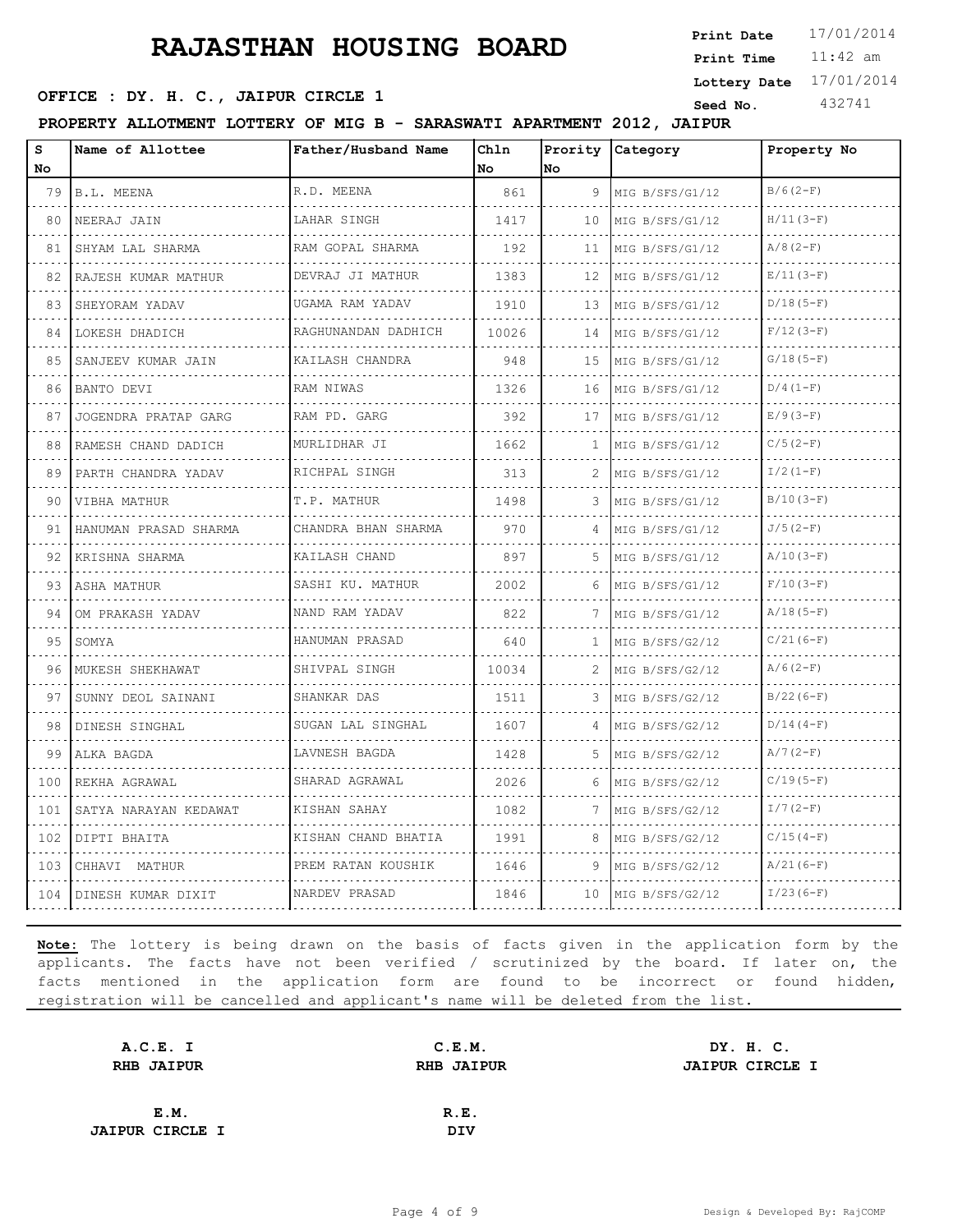# RAJASTHAN HOUSING BOARD

**Print Date** 17/01/2014
**Print Time** 11:42 am
**Lottery Date** 17/01/2014
**Seed No.** 432741

**OFFICE : DY. H. C., JAIPUR CIRCLE 1**

**PROPERTY ALLOTMENT LOTTERY OF MIG B - SARASWATI APARTMENT 2012, JAIPUR**

| S No | Name of Allottee | Father/Husband Name | Chln No | Prority No | Category | Property No |
|---|---|---|---|---|---|---|
| 79 | B.L. MEENA | R.D. MEENA | 861 | 9 | MIG B/SFS/G1/12 | B/6(2-F) |
| 80 | NEERAJ JAIN | LAHAR SINGH | 1417 | 10 | MIG B/SFS/G1/12 | H/11(3-F) |
| 81 | SHYAM LAL SHARMA | RAM GOPAL SHARMA | 192 | 11 | MIG B/SFS/G1/12 | A/8(2-F) |
| 82 | RAJESH KUMAR MATHUR | DEVRAJ JI MATHUR | 1383 | 12 | MIG B/SFS/G1/12 | E/11(3-F) |
| 83 | SHEYORAM YADAV | UGAMA RAM YADAV | 1910 | 13 | MIG B/SFS/G1/12 | D/18(5-F) |
| 84 | LOKESH DHADICH | RAGHUNANDAN DADHICH | 10026 | 14 | MIG B/SFS/G1/12 | F/12(3-F) |
| 85 | SANJEEV KUMAR JAIN | KAILASH CHANDRA | 948 | 15 | MIG B/SFS/G1/12 | G/18(5-F) |
| 86 | BANTO DEVI | RAM NIWAS | 1326 | 16 | MIG B/SFS/G1/12 | D/4(1-F) |
| 87 | JOGENDRA PRATAP GARG | RAM PD. GARG | 392 | 17 | MIG B/SFS/G1/12 | E/9(3-F) |
| 88 | RAMESH CHAND DADICH | MURLIDHAR JI | 1662 | 1 | MIG B/SFS/G1/12 | C/5(2-F) |
| 89 | PARTH CHANDRA YADAV | RICHPAL SINGH | 313 | 2 | MIG B/SFS/G1/12 | I/2(1-F) |
| 90 | VIBHA MATHUR | T.P. MATHUR | 1498 | 3 | MIG B/SFS/G1/12 | B/10(3-F) |
| 91 | HANUMAN PRASAD SHARMA | CHANDRA BHAN SHARMA | 970 | 4 | MIG B/SFS/G1/12 | J/5(2-F) |
| 92 | KRISHNA SHARMA | KAILASH CHAND | 897 | 5 | MIG B/SFS/G1/12 | A/10(3-F) |
| 93 | ASHA MATHUR | SASHI KU. MATHUR | 2002 | 6 | MIG B/SFS/G1/12 | F/10(3-F) |
| 94 | OM PRAKASH YADAV | NAND RAM YADAV | 822 | 7 | MIG B/SFS/G1/12 | A/18(5-F) |
| 95 | SOMYA | HANUMAN PRASAD | 640 | 1 | MIG B/SFS/G2/12 | C/21(6-F) |
| 96 | MUKESH SHEKHAWAT | SHIVPAL SINGH | 10034 | 2 | MIG B/SFS/G2/12 | A/6(2-F) |
| 97 | SUNNY DEOL SAINANI | SHANKAR DAS | 1511 | 3 | MIG B/SFS/G2/12 | B/22(6-F) |
| 98 | DINESH SINGHAL | SUGAN LAL SINGHAL | 1607 | 4 | MIG B/SFS/G2/12 | D/14(4-F) |
| 99 | ALKA BAGDA | LAVNESH BAGDA | 1428 | 5 | MIG B/SFS/G2/12 | A/7(2-F) |
| 100 | REKHA AGRAWAL | SHARAD AGRAWAL | 2026 | 6 | MIG B/SFS/G2/12 | C/19(5-F) |
| 101 | SATYA NARAYAN KEDAWAT | KISHAN SAHAY | 1082 | 7 | MIG B/SFS/G2/12 | I/7(2-F) |
| 102 | DIPTI BHAITA | KISHAN CHAND BHATIA | 1991 | 8 | MIG B/SFS/G2/12 | C/15(4-F) |
| 103 | CHHAVI MATHUR | PREM RATAN KOUSHIK | 1646 | 9 | MIG B/SFS/G2/12 | A/21(6-F) |
| 104 | DINESH KUMAR DIXIT | NARDEV PRASAD | 1846 | 10 | MIG B/SFS/G2/12 | I/23(6-F) |

**Note:** The lottery is being drawn on the basis of facts given in the application form by the applicants. The facts have not been verified / scrutinized by the board. If later on, the facts mentioned in the application form are found to be incorrect or found hidden, registration will be cancelled and applicant's name will be deleted from the list.

**A.C.E. I**
**RHB JAIPUR**

**C.E.M.**
**RHB JAIPUR**

**DY. H. C.**
**JAIPUR CIRCLE I**

**E.M.**
**JAIPUR CIRCLE I**

**R.E.**
**DIV**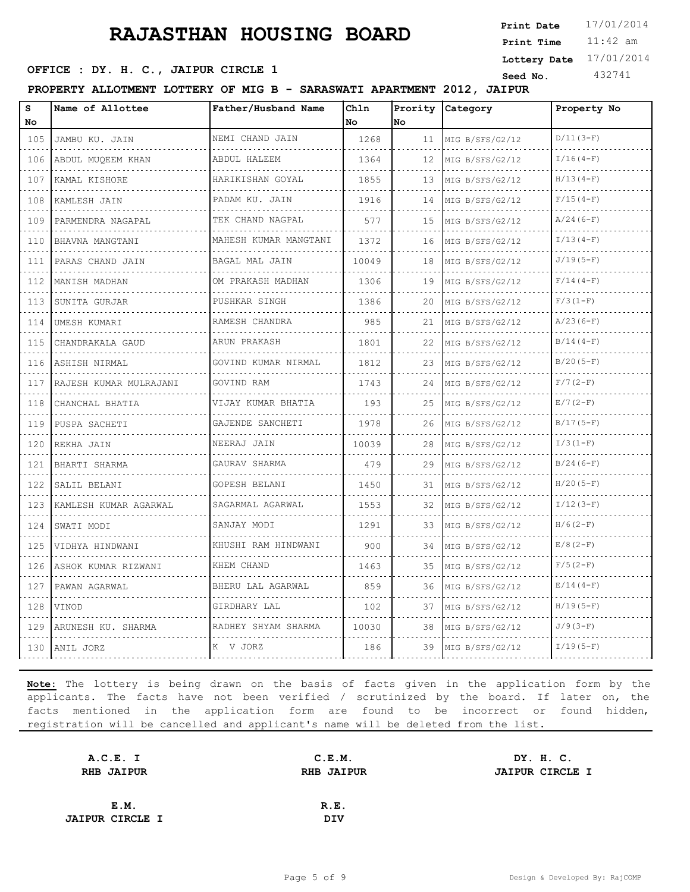# RAJASTHAN HOUSING BOARD

**Print Date** 17/01/2014
**Print Time** 11:42 am
**Lottery Date** 17/01/2014
**Seed No.** 432741

**OFFICE : DY. H. C., JAIPUR CIRCLE 1**

**PROPERTY ALLOTMENT LOTTERY OF MIG B - SARASWATI APARTMENT 2012, JAIPUR**

| S No | Name of Allottee | Father/Husband Name | Chln No | Prority No | Category | Property No |
|---|---|---|---|---|---|---|
| 105 | JAMBU KU. JAIN | NEMI CHAND JAIN | 1268 | 11 | MIG B/SFS/G2/12 | D/11(3-F) |
| 106 | ABDUL MUQEEM KHAN | ABDUL HALEEM | 1364 | 12 | MIG B/SFS/G2/12 | I/16(4-F) |
| 107 | KAMAL KISHORE | HARIKISHAN GOYAL | 1855 | 13 | MIG B/SFS/G2/12 | H/13(4-F) |
| 108 | KAMLESH JAIN | PADAM KU. JAIN | 1916 | 14 | MIG B/SFS/G2/12 | F/15(4-F) |
| 109 | PARMENDRA NAGAPAL | TEK CHAND NAGPAL | 577 | 15 | MIG B/SFS/G2/12 | A/24(6-F) |
| 110 | BHAVNA MANGTANI | MAHESH KUMAR MANGTANI | 1372 | 16 | MIG B/SFS/G2/12 | I/13(4-F) |
| 111 | PARAS CHAND JAIN | BAGAL MAL JAIN | 10049 | 18 | MIG B/SFS/G2/12 | J/19(5-F) |
| 112 | MANISH MADHAN | OM PRAKASH MADHAN | 1306 | 19 | MIG B/SFS/G2/12 | F/14(4-F) |
| 113 | SUNITA GURJAR | PUSHKAR SINGH | 1386 | 20 | MIG B/SFS/G2/12 | F/3(1-F) |
| 114 | UMESH KUMARI | RAMESH CHANDRA | 985 | 21 | MIG B/SFS/G2/12 | A/23(6-F) |
| 115 | CHANDRAKALA GAUD | ARUN PRAKASH | 1801 | 22 | MIG B/SFS/G2/12 | B/14(4-F) |
| 116 | ASHISH NIRMAL | GOVIND KUMAR NIRMAL | 1812 | 23 | MIG B/SFS/G2/12 | B/20(5-F) |
| 117 | RAJESH KUMAR MULRAJANI | GOVIND RAM | 1743 | 24 | MIG B/SFS/G2/12 | F/7(2-F) |
| 118 | CHANCHAL BHATIA | VIJAY KUMAR BHATIA | 193 | 25 | MIG B/SFS/G2/12 | E/7(2-F) |
| 119 | PUSPA SACHETI | GAJENDE SANCHETI | 1978 | 26 | MIG B/SFS/G2/12 | B/17(5-F) |
| 120 | REKHA JAIN | NEERAJ JAIN | 10039 | 28 | MIG B/SFS/G2/12 | I/3(1-F) |
| 121 | BHARTI SHARMA | GAURAV SHARMA | 479 | 29 | MIG B/SFS/G2/12 | B/24(6-F) |
| 122 | SALIL BELANI | GOPESH BELANI | 1450 | 31 | MIG B/SFS/G2/12 | H/20(5-F) |
| 123 | KAMLESH KUMAR AGARWAL | SAGARMAL AGARWAL | 1553 | 32 | MIG B/SFS/G2/12 | I/12(3-F) |
| 124 | SWATI MODI | SANJAY MODI | 1291 | 33 | MIG B/SFS/G2/12 | H/6(2-F) |
| 125 | VIDHYA HINDWANI | KHUSHI RAM HINDWANI | 900 | 34 | MIG B/SFS/G2/12 | E/8(2-F) |
| 126 | ASHOK KUMAR RIZWANI | KHEM CHAND | 1463 | 35 | MIG B/SFS/G2/12 | F/5(2-F) |
| 127 | PAWAN AGARWAL | BHERU LAL AGARWAL | 859 | 36 | MIG B/SFS/G2/12 | E/14(4-F) |
| 128 | VINOD | GIRDHARY LAL | 102 | 37 | MIG B/SFS/G2/12 | H/19(5-F) |
| 129 | ARUNESH KU. SHARMA | RADHEY SHYAM SHARMA | 10030 | 38 | MIG B/SFS/G2/12 | J/9(3-F) |
| 130 | ANIL JORZ | K V JORZ | 186 | 39 | MIG B/SFS/G2/12 | I/19(5-F) |

**Note:** The lottery is being drawn on the basis of facts given in the application form by the applicants. The facts have not been verified / scrutinized by the board. If later on, the facts mentioned in the application form are found to be incorrect or found hidden, registration will be cancelled and applicant's name will be deleted from the list.

| A.C.E. I | C.E.M. | DY. H. C. |
|---|---|---|
| RHB JAIPUR | RHB JAIPUR | JAIPUR CIRCLE I |

| E.M. | R.E. |
|---|---|
| JAIPUR CIRCLE I | DIV |

Design & Developed By: RajCOMP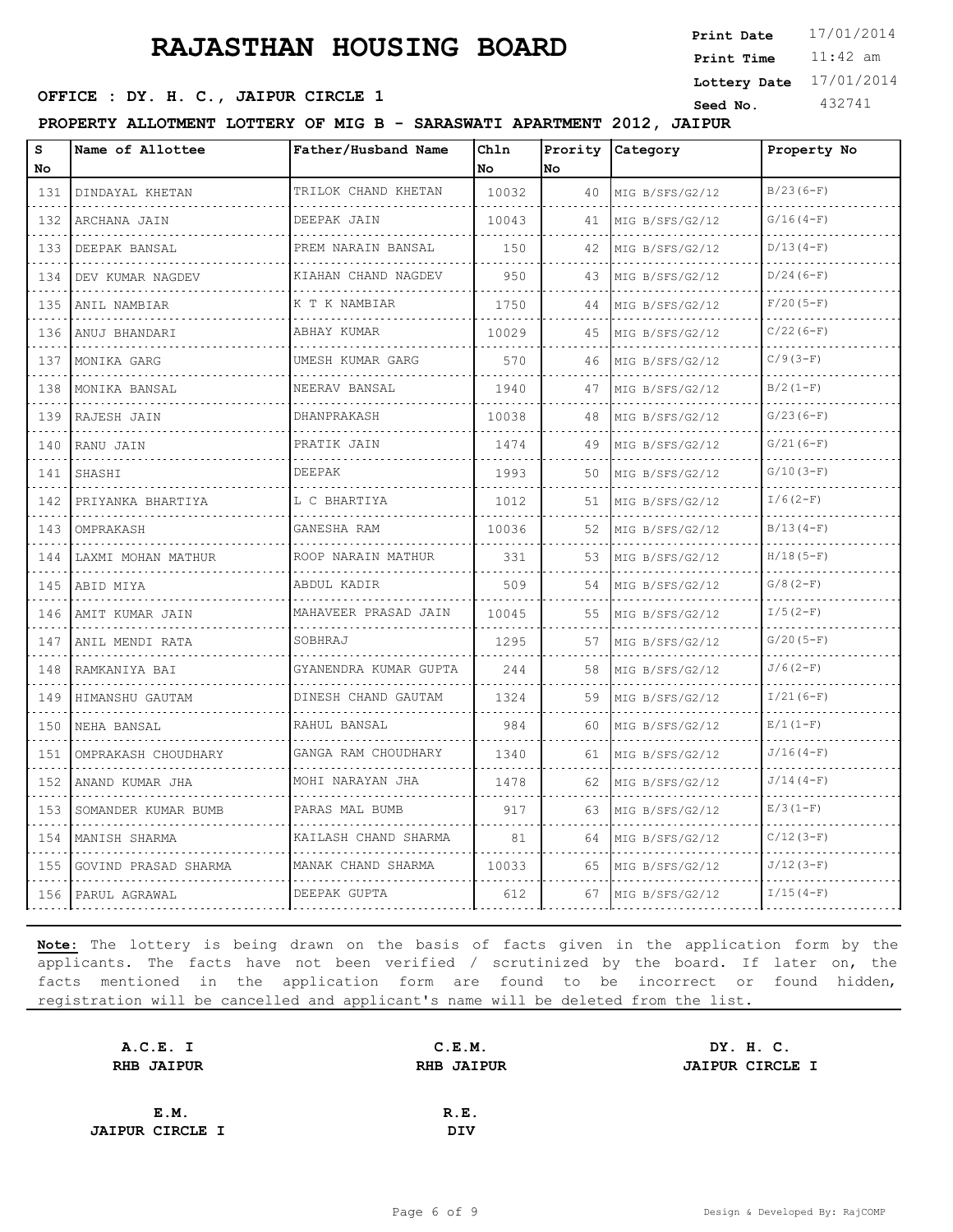# RAJASTHAN HOUSING BOARD

**Print Date** 17/01/2014
**Print Time** 11:42 am
**Lottery Date** 17/01/2014
**Seed No.** 432741

**OFFICE : DY. H. C., JAIPUR CIRCLE 1**

**PROPERTY ALLOTMENT LOTTERY OF MIG B - SARASWATI APARTMENT 2012, JAIPUR**

| S No | Name of Allottee | Father/Husband Name | Chln No | Prority No | Category | Property No |
|---|---|---|---|---|---|---|
| 131 | DINDAYAL KHETAN | TRILOK CHAND KHETAN | 10032 | 40 | MIG B/SFS/G2/12 | B/23(6-F) |
| 132 | ARCHANA JAIN | DEEPAK JAIN | 10043 | 41 | MIG B/SFS/G2/12 | G/16(4-F) |
| 133 | DEEPAK BANSAL | PREM NARAIN BANSAL | 150 | 42 | MIG B/SFS/G2/12 | D/13(4-F) |
| 134 | DEV KUMAR NAGDEV | KIAHAN CHAND NAGDEV | 950 | 43 | MIG B/SFS/G2/12 | D/24(6-F) |
| 135 | ANIL NAMBIAR | K T K NAMBIAR | 1750 | 44 | MIG B/SFS/G2/12 | F/20(5-F) |
| 136 | ANUJ BHANDARI | ABHAY KUMAR | 10029 | 45 | MIG B/SFS/G2/12 | C/22(6-F) |
| 137 | MONIKA GARG | UMESH KUMAR GARG | 570 | 46 | MIG B/SFS/G2/12 | C/9(3-F) |
| 138 | MONIKA BANSAL | NEERAV BANSAL | 1940 | 47 | MIG B/SFS/G2/12 | B/2(1-F) |
| 139 | RAJESH JAIN | DHANPRAKASH | 10038 | 48 | MIG B/SFS/G2/12 | G/23(6-F) |
| 140 | RANU JAIN | PRATIK JAIN | 1474 | 49 | MIG B/SFS/G2/12 | G/21(6-F) |
| 141 | SHASHI | DEEPAK | 1993 | 50 | MIG B/SFS/G2/12 | G/10(3-F) |
| 142 | PRIYANKA BHARTIYA | L C BHARTIYA | 1012 | 51 | MIG B/SFS/G2/12 | I/6(2-F) |
| 143 | OMPRAKASH | GANESHA RAM | 10036 | 52 | MIG B/SFS/G2/12 | B/13(4-F) |
| 144 | LAXMI MOHAN MATHUR | ROOP NARAIN MATHUR | 331 | 53 | MIG B/SFS/G2/12 | H/18(5-F) |
| 145 | ABID MIYA | ABDUL KADIR | 509 | 54 | MIG B/SFS/G2/12 | G/8(2-F) |
| 146 | AMIT KUMAR JAIN | MAHAVEER PRASAD JAIN | 10045 | 55 | MIG B/SFS/G2/12 | I/5(2-F) |
| 147 | ANIL MENDI RATA | SOBHRAJ | 1295 | 57 | MIG B/SFS/G2/12 | G/20(5-F) |
| 148 | RAMKANIYA BAI | GYANENDRA KUMAR GUPTA | 244 | 58 | MIG B/SFS/G2/12 | J/6(2-F) |
| 149 | HIMANSHU GAUTAM | DINESH CHAND GAUTAM | 1324 | 59 | MIG B/SFS/G2/12 | I/21(6-F) |
| 150 | NEHA BANSAL | RAHUL BANSAL | 984 | 60 | MIG B/SFS/G2/12 | E/1(1-F) |
| 151 | OMPRAKASH CHOUDHARY | GANGA RAM CHOUDHARY | 1340 | 61 | MIG B/SFS/G2/12 | J/16(4-F) |
| 152 | ANAND KUMAR JHA | MOHI NARAYAN JHA | 1478 | 62 | MIG B/SFS/G2/12 | J/14(4-F) |
| 153 | SOMANDER KUMAR BUMB | PARAS MAL BUMB | 917 | 63 | MIG B/SFS/G2/12 | E/3(1-F) |
| 154 | MANISH SHARMA | KAILASH CHAND SHARMA | 81 | 64 | MIG B/SFS/G2/12 | C/12(3-F) |
| 155 | GOVIND PRASAD SHARMA | MANAK CHAND SHARMA | 10033 | 65 | MIG B/SFS/G2/12 | J/12(3-F) |
| 156 | PARUL AGRAWAL | DEEPAK GUPTA | 612 | 67 | MIG B/SFS/G2/12 | I/15(4-F) |

**Note:** The lottery is being drawn on the basis of facts given in the application form by the applicants. The facts have not been verified / scrutinized by the board. If later on, the facts mentioned in the application form are found to be incorrect or found hidden, registration will be cancelled and applicant's name will be deleted from the list.

**A.C.E. I**
**RHB JAIPUR**

**C.E.M.**
**RHB JAIPUR**

**DY. H. C.**
**JAIPUR CIRCLE I**

**E.M.**
**JAIPUR CIRCLE I**

**R.E.**
**DIV**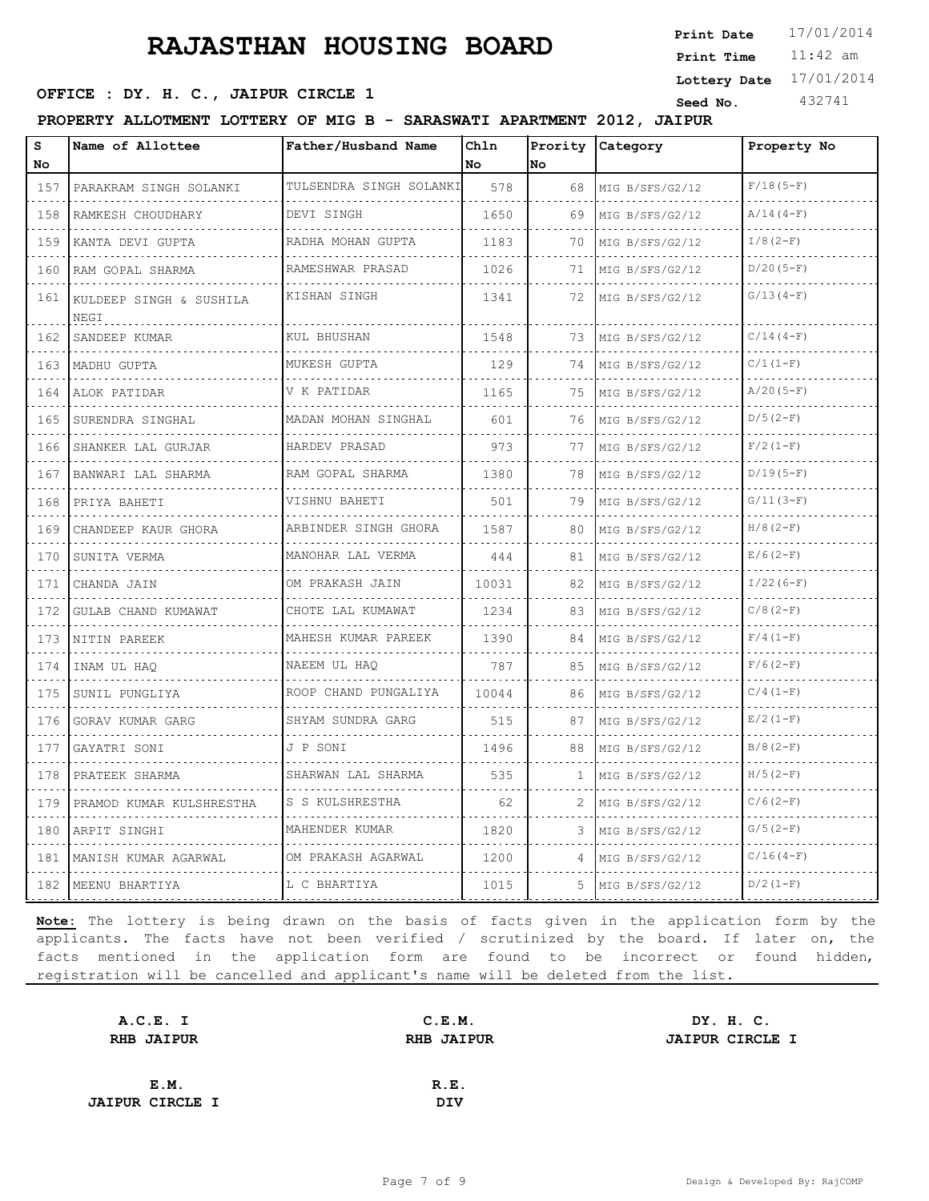# RAJASTHAN HOUSING BOARD

**Print Date** 17/01/2014
**Print Time** 11:42 am
**Lottery Date** 17/01/2014
**Seed No.** 432741

**OFFICE : DY. H. C., JAIPUR CIRCLE 1**

**PROPERTY ALLOTMENT LOTTERY OF MIG B - SARASWATI APARTMENT 2012, JAIPUR**

| S No | Name of Allottee | Father/Husband Name | Chln No | Prority No | Category | Property No |
|---|---|---|---|---|---|---|
| 157 | PARAKRAM SINGH SOLANKI | TULSENDRA SINGH SOLANKI | 578 | 68 | MIG B/SFS/G2/12 | F/18(5-F) |
| 158 | RAMKESH CHOUDHARY | DEVI SINGH | 1650 | 69 | MIG B/SFS/G2/12 | A/14(4-F) |
| 159 | KANTA DEVI GUPTA | RADHA MOHAN GUPTA | 1183 | 70 | MIG B/SFS/G2/12 | I/8(2-F) |
| 160 | RAM GOPAL SHARMA | RAMESHWAR PRASAD | 1026 | 71 | MIG B/SFS/G2/12 | D/20(5-F) |
| 161 | KULDEEP SINGH & SUSHILA NEGI | KISHAN SINGH | 1341 | 72 | MIG B/SFS/G2/12 | G/13(4-F) |
| 162 | SANDEEP KUMAR | KUL BHUSHAN | 1548 | 73 | MIG B/SFS/G2/12 | C/14(4-F) |
| 163 | MADHU GUPTA | MUKESH GUPTA | 129 | 74 | MIG B/SFS/G2/12 | C/1(1-F) |
| 164 | ALOK PATIDAR | V K PATIDAR | 1165 | 75 | MIG B/SFS/G2/12 | A/20(5-F) |
| 165 | SURENDRA SINGHAL | MADAN MOHAN SINGHAL | 601 | 76 | MIG B/SFS/G2/12 | D/5(2-F) |
| 166 | SHANKER LAL GURJAR | HARDEV PRASAD | 973 | 77 | MIG B/SFS/G2/12 | F/2(1-F) |
| 167 | BANWARI LAL SHARMA | RAM GOPAL SHARMA | 1380 | 78 | MIG B/SFS/G2/12 | D/19(5-F) |
| 168 | PRIYA BAHETI | VISHNU BAHETI | 501 | 79 | MIG B/SFS/G2/12 | G/11(3-F) |
| 169 | CHANDEEP KAUR GHORA | ARBINDER SINGH GHORA | 1587 | 80 | MIG B/SFS/G2/12 | H/8(2-F) |
| 170 | SUNITA VERMA | MANOHAR LAL VERMA | 444 | 81 | MIG B/SFS/G2/12 | E/6(2-F) |
| 171 | CHANDA JAIN | OM PRAKASH JAIN | 10031 | 82 | MIG B/SFS/G2/12 | I/22(6-F) |
| 172 | GULAB CHAND KUMAWAT | CHOTE LAL KUMAWAT | 1234 | 83 | MIG B/SFS/G2/12 | C/8(2-F) |
| 173 | NITIN PAREEK | MAHESH KUMAR PAREEK | 1390 | 84 | MIG B/SFS/G2/12 | F/4(1-F) |
| 174 | INAM UL HAQ | NAEEM UL HAQ | 787 | 85 | MIG B/SFS/G2/12 | F/6(2-F) |
| 175 | SUNIL PUNGLIYA | ROOP CHAND PUNGALIYA | 10044 | 86 | MIG B/SFS/G2/12 | C/4(1-F) |
| 176 | GORAV KUMAR GARG | SHYAM SUNDRA GARG | 515 | 87 | MIG B/SFS/G2/12 | E/2(1-F) |
| 177 | GAYATRI SONI | J P SONI | 1496 | 88 | MIG B/SFS/G2/12 | B/8(2-F) |
| 178 | PRATEEK SHARMA | SHARWAN LAL SHARMA | 535 | 1 | MIG B/SFS/G2/12 | H/5(2-F) |
| 179 | PRAMOD KUMAR KULSHRESTHA | S S KULSHRESTHA | 62 | 2 | MIG B/SFS/G2/12 | C/6(2-F) |
| 180 | ARPIT SINGHI | MAHENDER KUMAR | 1820 | 3 | MIG B/SFS/G2/12 | G/5(2-F) |
| 181 | MANISH KUMAR AGARWAL | OM PRAKASH AGARWAL | 1200 | 4 | MIG B/SFS/G2/12 | C/16(4-F) |
| 182 | MEENU BHARTIYA | L C BHARTIYA | 1015 | 5 | MIG B/SFS/G2/12 | D/2(1-F) |

**Note:** The lottery is being drawn on the basis of facts given in the application form by the applicants. The facts have not been verified / scrutinized by the board. If later on, the facts mentioned in the application form are found to be incorrect or found hidden, registration will be cancelled and applicant's name will be deleted from the list.

**A.C.E. I**
**RHB JAIPUR**

**C.E.M.**
**RHB JAIPUR**

**DY. H. C.**
**JAIPUR CIRCLE I**

**E.M.**
**JAIPUR CIRCLE I**

**R.E.**
**DIV**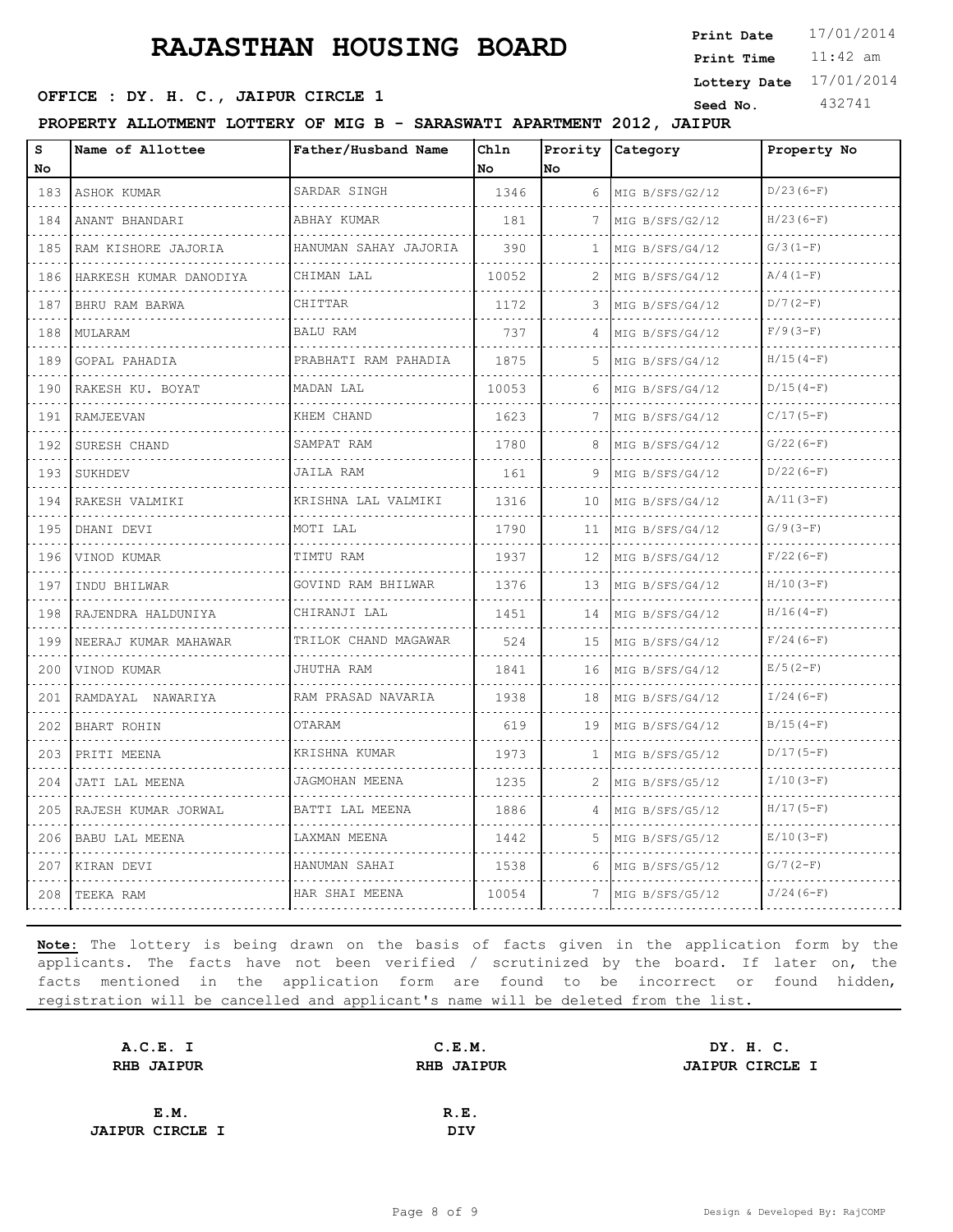# RAJASTHAN HOUSING BOARD

**Print Date** 17/01/2014
**Print Time** 11:42 am
**Lottery Date** 17/01/2014
**Seed No.** 432741

**OFFICE : DY. H. C., JAIPUR CIRCLE 1**

**PROPERTY ALLOTMENT LOTTERY OF MIG B - SARASWATI APARTMENT 2012, JAIPUR**

| S No | Name of Allottee | Father/Husband Name | Chln No | Prority No | Category | Property No |
|---|---|---|---|---|---|---|
| 183 | ASHOK KUMAR | SARDAR SINGH | 1346 | 6 | MIG B/SFS/G2/12 | D/23(6-F) |
| 184 | ANANT BHANDARI | ABHAY KUMAR | 181 | 7 | MIG B/SFS/G2/12 | H/23(6-F) |
| 185 | RAM KISHORE JAJORIA | HANUMAN SAHAY JAJORIA | 390 | 1 | MIG B/SFS/G4/12 | G/3(1-F) |
| 186 | HARKESH KUMAR DANODIYA | CHIMAN LAL | 10052 | 2 | MIG B/SFS/G4/12 | A/4(1-F) |
| 187 | BHRU RAM BARWA | CHITTAR | 1172 | 3 | MIG B/SFS/G4/12 | D/7(2-F) |
| 188 | MULARAM | BALU RAM | 737 | 4 | MIG B/SFS/G4/12 | F/9(3-F) |
| 189 | GOPAL PAHADIA | PRABHATI RAM PAHADIA | 1875 | 5 | MIG B/SFS/G4/12 | H/15(4-F) |
| 190 | RAKESH KU. BOYAT | MADAN LAL | 10053 | 6 | MIG B/SFS/G4/12 | D/15(4-F) |
| 191 | RAMJEEVAN | KHEM CHAND | 1623 | 7 | MIG B/SFS/G4/12 | C/17(5-F) |
| 192 | SURESH CHAND | SAMPAT RAM | 1780 | 8 | MIG B/SFS/G4/12 | G/22(6-F) |
| 193 | SUKHDEV | JAILA RAM | 161 | 9 | MIG B/SFS/G4/12 | D/22(6-F) |
| 194 | RAKESH VALMIKI | KRISHNA LAL VALMIKI | 1316 | 10 | MIG B/SFS/G4/12 | A/11(3-F) |
| 195 | DHANI DEVI | MOTI LAL | 1790 | 11 | MIG B/SFS/G4/12 | G/9(3-F) |
| 196 | VINOD KUMAR | TIMTU RAM | 1937 | 12 | MIG B/SFS/G4/12 | F/22(6-F) |
| 197 | INDU BHILWAR | GOVIND RAM BHILWAR | 1376 | 13 | MIG B/SFS/G4/12 | H/10(3-F) |
| 198 | RAJENDRA HALDUNIYA | CHIRANJI LAL | 1451 | 14 | MIG B/SFS/G4/12 | H/16(4-F) |
| 199 | NEERAJ KUMAR MAHAWAR | TRILOK CHAND MAGAWAR | 524 | 15 | MIG B/SFS/G4/12 | F/24(6-F) |
| 200 | VINOD KUMAR | JHUTHA RAM | 1841 | 16 | MIG B/SFS/G4/12 | E/5(2-F) |
| 201 | RAMDAYAL NAWARIYA | RAM PRASAD NAVARIA | 1938 | 18 | MIG B/SFS/G4/12 | I/24(6-F) |
| 202 | BHART ROHIN | OTARAM | 619 | 19 | MIG B/SFS/G4/12 | B/15(4-F) |
| 203 | PRITI MEENA | KRISHNA KUMAR | 1973 | 1 | MIG B/SFS/G5/12 | D/17(5-F) |
| 204 | JATI LAL MEENA | JAGMOHAN MEENA | 1235 | 2 | MIG B/SFS/G5/12 | I/10(3-F) |
| 205 | RAJESH KUMAR JORWAL | BATTI LAL MEENA | 1886 | 4 | MIG B/SFS/G5/12 | H/17(5-F) |
| 206 | BABU LAL MEENA | LAXMAN MEENA | 1442 | 5 | MIG B/SFS/G5/12 | E/10(3-F) |
| 207 | KIRAN DEVI | HANUMAN SAHAI | 1538 | 6 | MIG B/SFS/G5/12 | G/7(2-F) |
| 208 | TEEKA RAM | HAR SHAI MEENA | 10054 | 7 | MIG B/SFS/G5/12 | J/24(6-F) |

**Note:** The lottery is being drawn on the basis of facts given in the application form by the applicants. The facts have not been verified / scrutinized by the board. If later on, the facts mentioned in the application form are found to be incorrect or found hidden, registration will be cancelled and applicant's name will be deleted from the list.

**A.C.E. I**
**RHB JAIPUR**

**C.E.M.**
**RHB JAIPUR**

**DY. H. C.**
**JAIPUR CIRCLE I**

**E.M.**
**JAIPUR CIRCLE I**

**R.E.**
**DIV**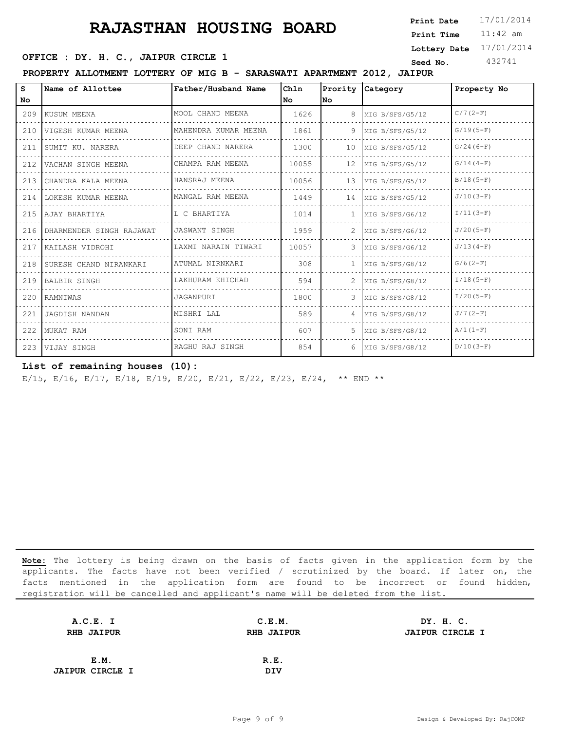# RAJASTHAN HOUSING BOARD

**Print Date** 17/01/2014
**Print Time** 11:42 am
**Lottery Date** 17/01/2014
**Seed No.** 432741

**OFFICE : DY. H. C., JAIPUR CIRCLE 1**

**PROPERTY ALLOTMENT LOTTERY OF MIG B - SARASWATI APARTMENT 2012, JAIPUR**

| S No | Name of Allottee | Father/Husband Name | Chln No | Prority No | Category | Property No |
|---|---|---|---|---|---|---|
| 209 | KUSUM MEENA | MOOL CHAND MEENA | 1626 | 8 | MIG B/SFS/G5/12 | C/7(2-F) |
| 210 | VIGESH KUMAR MEENA | MAHENDRA KUMAR MEENA | 1861 | 9 | MIG B/SFS/G5/12 | G/19(5-F) |
| 211 | SUMIT KU. NARERA | DEEP CHAND NARERA | 1300 | 10 | MIG B/SFS/G5/12 | G/24(6-F) |
| 212 | VACHAN SINGH MEENA | CHAMPA RAM MEENA | 10055 | 12 | MIG B/SFS/G5/12 | G/14(4-F) |
| 213 | CHANDRA KALA MEENA | HANSRAJ MEENA | 10056 | 13 | MIG B/SFS/G5/12 | B/18(5-F) |
| 214 | LOKESH KUMAR MEENA | MANGAL RAM MEENA | 1449 | 14 | MIG B/SFS/G5/12 | J/10(3-F) |
| 215 | AJAY BHARTIYA | L C BHARTIYA | 1014 | 1 | MIG B/SFS/G6/12 | I/11(3-F) |
| 216 | DHARMENDER SINGH RAJAWAT | JASWANT SINGH | 1959 | 2 | MIG B/SFS/G6/12 | J/20(5-F) |
| 217 | KAILASH VIDROHI | LAXMI NARAIN TIWARI | 10057 | 3 | MIG B/SFS/G6/12 | J/13(4-F) |
| 218 | SURESH CHAND NIRANKARI | ATUMAL NIRNKARI | 308 | 1 | MIG B/SFS/G8/12 | G/6(2-F) |
| 219 | BALBIR SINGH | LAKHURAM KHICHAD | 594 | 2 | MIG B/SFS/G8/12 | I/18(5-F) |
| 220 | RAMNIWAS | JAGANPURI | 1800 | 3 | MIG B/SFS/G8/12 | I/20(5-F) |
| 221 | JAGDISH NANDAN | MISHRI LAL | 589 | 4 | MIG B/SFS/G8/12 | J/7(2-F) |
| 222 | MUKAT RAM | SONI RAM | 607 | 5 | MIG B/SFS/G8/12 | A/1(1-F) |
| 223 | VIJAY SINGH | RAGHU RAJ SINGH | 854 | 6 | MIG B/SFS/G8/12 | D/10(3-F) |

**List of remaining houses (10):**

E/15, E/16, E/17, E/18, E/19, E/20, E/21, E/22, E/23, E/24, ** END **

**Note:** The lottery is being drawn on the basis of facts given in the application form by the applicants. The facts have not been verified / scrutinized by the board. If later on, the facts mentioned in the application form are found to be incorrect or found hidden, registration will be cancelled and applicant's name will be deleted from the list.

| | | |
|---|---|---|
| **A.C.E. I** **RHB JAIPUR** | **C.E.M.** **RHB JAIPUR** | **DY. H. C.** **JAIPUR CIRCLE I** |
| **E.M.** **JAIPUR CIRCLE I** | **R.E.** **DIV** | |

Design & Developed By: RajCOMP